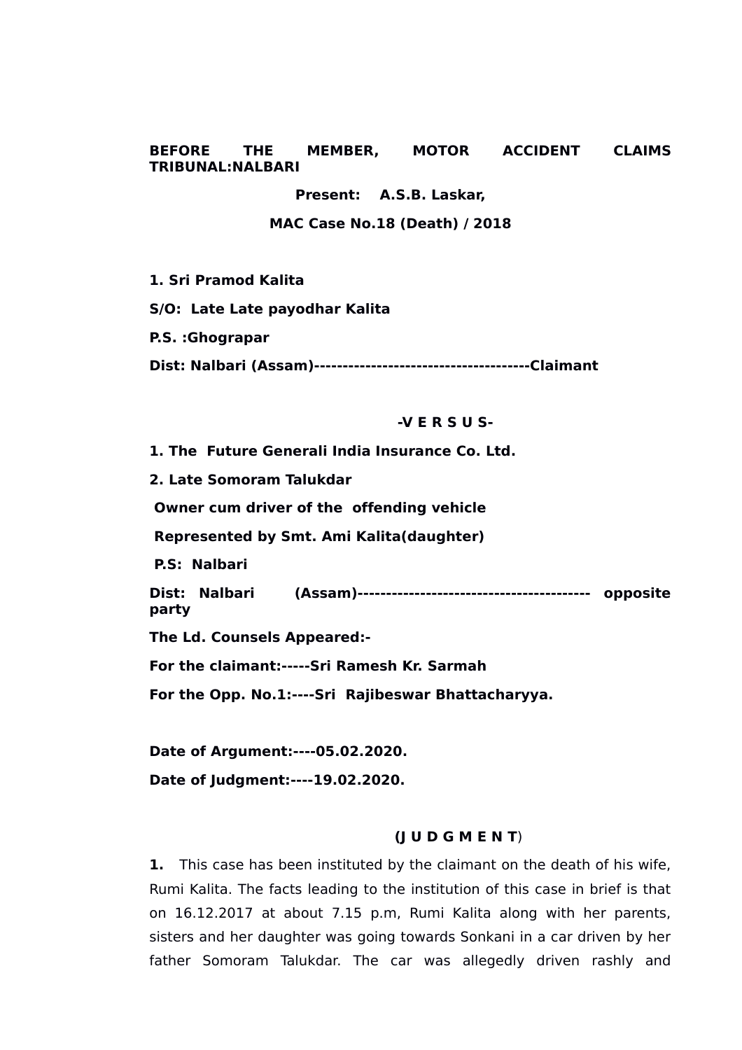**BEFORE THE MEMBER, MOTOR ACCIDENT CLAIMS TRIBUNAL:NALBARI**

**Present: A.S.B. Laskar,**

**MAC Case No.18 (Death) / 2018**

**1. Sri Pramod Kalita**

**S/O: Late Late payodhar Kalita**

**P.S. :Ghograpar**

**Dist: Nalbari (Assam)--------------------------------------Claimant**

**-V E R S U S-**

**1. The Future Generali India Insurance Co. Ltd.**

**2. Late Somoram Talukdar**

**Owner cum driver of the offending vehicle**

**Represented by Smt. Ami Kalita(daughter)**

**P.S: Nalbari**

**Dist: Nalbari (Assam)----------------------------------------- opposite party**

**The Ld. Counsels Appeared:-**

**For the claimant:-----Sri Ramesh Kr. Sarmah**

**For the Opp. No.1:----Sri Rajibeswar Bhattacharyya.**

**Date of Argument:----05.02.2020.**

**Date of Judgment:----19.02.2020.**

**(J U D G M E N T)**

**1.** This case has been instituted by the claimant on the death of his wife, Rumi Kalita. The facts leading to the institution of this case in brief is that on 16.12.2017 at about 7.15 p.m, Rumi Kalita along with her parents, sisters and her daughter was going towards Sonkani in a car driven by her father Somoram Talukdar. The car was allegedly driven rashly and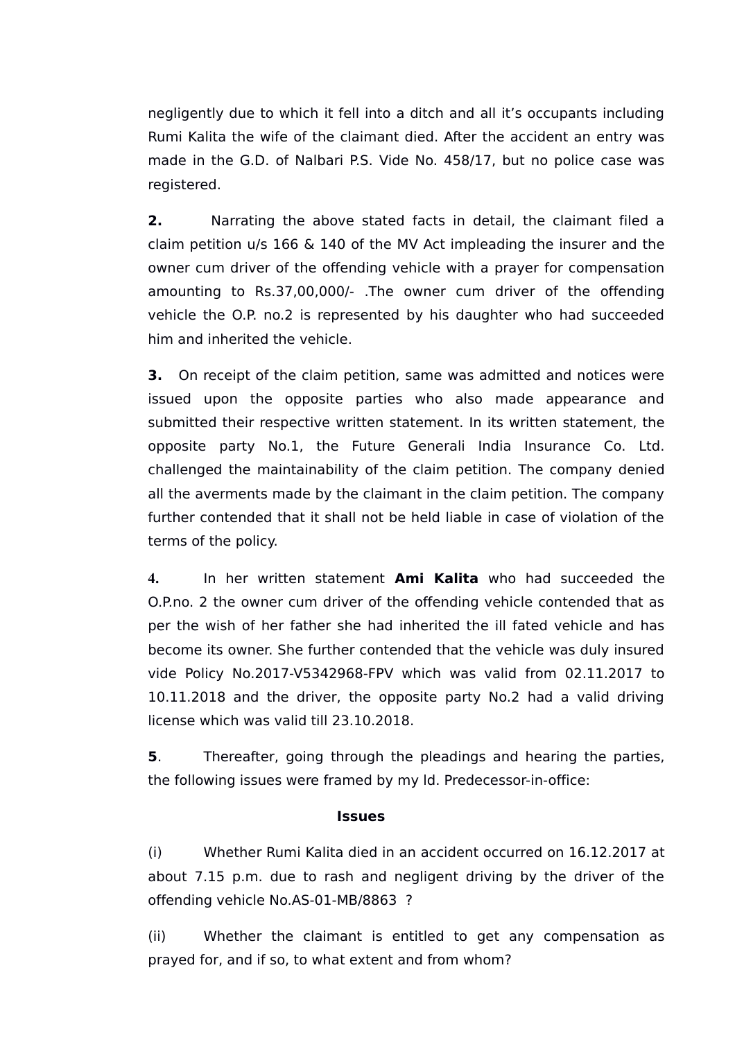negligently due to which it fell into a ditch and all it's occupants including Rumi Kalita the wife of the claimant died. After the accident an entry was made in the G.D. of Nalbari P.S. Vide No. 458/17, but no police case was registered.

**2.** Narrating the above stated facts in detail, the claimant filed a claim petition u/s 166 & 140 of the MV Act impleading the insurer and the owner cum driver of the offending vehicle with a prayer for compensation amounting to Rs.37,00,000/- .The owner cum driver of the offending vehicle the O.P. no.2 is represented by his daughter who had succeeded him and inherited the vehicle.

**3.** On receipt of the claim petition, same was admitted and notices were issued upon the opposite parties who also made appearance and submitted their respective written statement. In its written statement, the opposite party No.1, the Future Generali India Insurance Co. Ltd. challenged the maintainability of the claim petition. The company denied all the averments made by the claimant in the claim petition. The company further contended that it shall not be held liable in case of violation of the terms of the policy.

**4.** In her written statement **Ami Kalita** who had succeeded the O.P.no. 2 the owner cum driver of the offending vehicle contended that as per the wish of her father she had inherited the ill fated vehicle and has become its owner. She further contended that the vehicle was duly insured vide Policy No.2017-V5342968-FPV which was valid from 02.11.2017 to 10.11.2018 and the driver, the opposite party No.2 had a valid driving license which was valid till 23.10.2018.

**5**. Thereafter, going through the pleadings and hearing the parties, the following issues were framed by my ld. Predecessor-in-office:

**Issues**

(i) Whether Rumi Kalita died in an accident occurred on 16.12.2017 at about 7.15 p.m. due to rash and negligent driving by the driver of the offending vehicle No.AS-01-MB/8863 ?

(ii) Whether the claimant is entitled to get any compensation as prayed for, and if so, to what extent and from whom?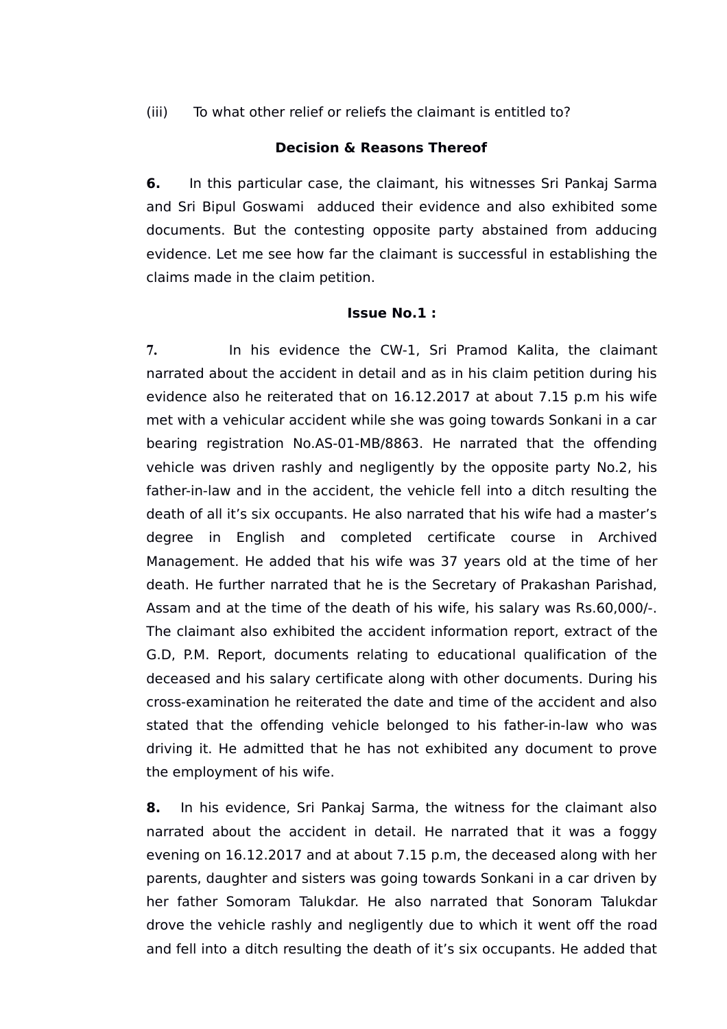(iii)   To what other relief or reliefs the claimant is entitled to?

**Decision & Reasons Thereof**

**6.** In this particular case, the claimant, his witnesses Sri Pankaj Sarma and Sri Bipul Goswami adduced their evidence and also exhibited some documents. But the contesting opposite party abstained from adducing evidence. Let me see how far the claimant is successful in establishing the claims made in the claim petition.

**Issue No.1 :**

**7.** In his evidence the CW-1, Sri Pramod Kalita, the claimant narrated about the accident in detail and as in his claim petition during his evidence also he reiterated that on 16.12.2017 at about 7.15 p.m his wife met with a vehicular accident while she was going towards Sonkani in a car bearing registration No.AS-01-MB/8863. He narrated that the offending vehicle was driven rashly and negligently by the opposite party No.2, his father-in-law and in the accident, the vehicle fell into a ditch resulting the death of all it's six occupants. He also narrated that his wife had a master's degree in English and completed certificate course in Archived Management. He added that his wife was 37 years old at the time of her death. He further narrated that he is the Secretary of Prakashan Parishad, Assam and at the time of the death of his wife, his salary was Rs.60,000/-. The claimant also exhibited the accident information report, extract of the G.D, P.M. Report, documents relating to educational qualification of the deceased and his salary certificate along with other documents. During his cross-examination he reiterated the date and time of the accident and also stated that the offending vehicle belonged to his father-in-law who was driving it. He admitted that he has not exhibited any document to prove the employment of his wife.

**8.** In his evidence, Sri Pankaj Sarma, the witness for the claimant also narrated about the accident in detail. He narrated that it was a foggy evening on 16.12.2017 and at about 7.15 p.m, the deceased along with her parents, daughter and sisters was going towards Sonkani in a car driven by her father Somoram Talukdar. He also narrated that Sonoram Talukdar drove the vehicle rashly and negligently due to which it went off the road and fell into a ditch resulting the death of it's six occupants. He added that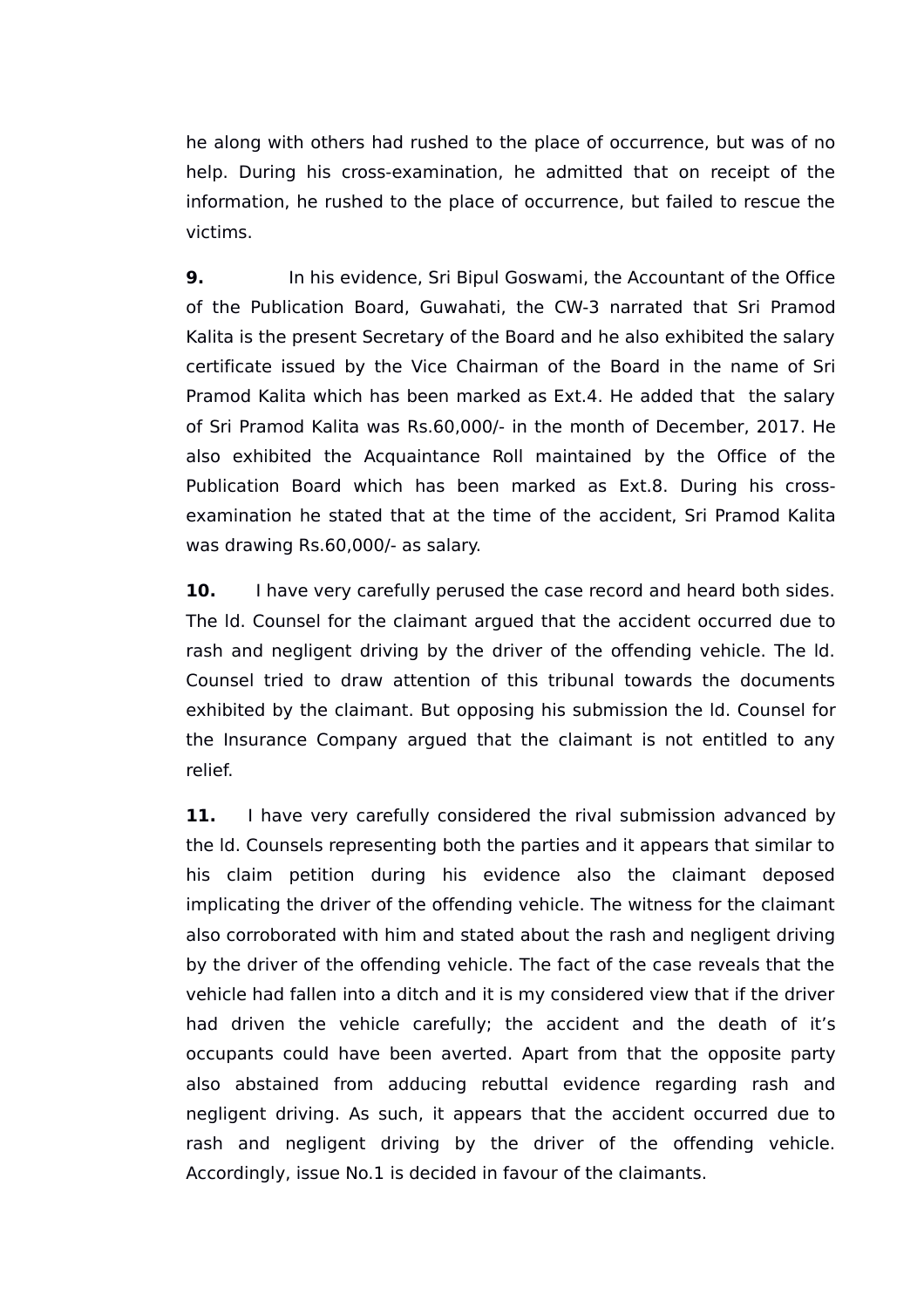he along with others had rushed to the place of occurrence, but was of no help. During his cross-examination, he admitted that on receipt of the information, he rushed to the place of occurrence, but failed to rescue the victims.

**9.** In his evidence, Sri Bipul Goswami, the Accountant of the Office of the Publication Board, Guwahati, the CW-3 narrated that Sri Pramod Kalita is the present Secretary of the Board and he also exhibited the salary certificate issued by the Vice Chairman of the Board in the name of Sri Pramod Kalita which has been marked as Ext.4. He added that the salary of Sri Pramod Kalita was Rs.60,000/- in the month of December, 2017. He also exhibited the Acquaintance Roll maintained by the Office of the Publication Board which has been marked as Ext.8. During his cross-examination he stated that at the time of the accident, Sri Pramod Kalita was drawing Rs.60,000/- as salary.

**10.** I have very carefully perused the case record and heard both sides. The ld. Counsel for the claimant argued that the accident occurred due to rash and negligent driving by the driver of the offending vehicle. The ld. Counsel tried to draw attention of this tribunal towards the documents exhibited by the claimant. But opposing his submission the ld. Counsel for the Insurance Company argued that the claimant is not entitled to any relief.

**11.** I have very carefully considered the rival submission advanced by the ld. Counsels representing both the parties and it appears that similar to his claim petition during his evidence also the claimant deposed implicating the driver of the offending vehicle. The witness for the claimant also corroborated with him and stated about the rash and negligent driving by the driver of the offending vehicle. The fact of the case reveals that the vehicle had fallen into a ditch and it is my considered view that if the driver had driven the vehicle carefully; the accident and the death of it's occupants could have been averted. Apart from that the opposite party also abstained from adducing rebuttal evidence regarding rash and negligent driving. As such, it appears that the accident occurred due to rash and negligent driving by the driver of the offending vehicle. Accordingly, issue No.1 is decided in favour of the claimants.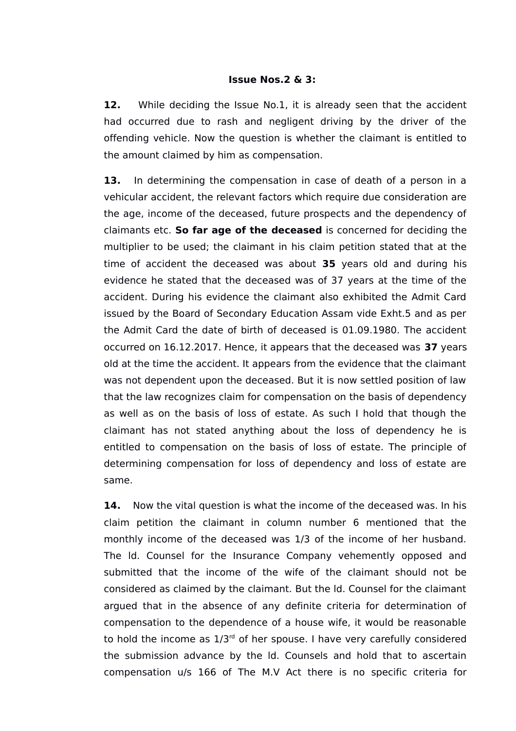**Issue Nos.2 & 3:**

**12.** While deciding the Issue No.1, it is already seen that the accident had occurred due to rash and negligent driving by the driver of the offending vehicle. Now the question is whether the claimant is entitled to the amount claimed by him as compensation.

**13.** In determining the compensation in case of death of a person in a vehicular accident, the relevant factors which require due consideration are the age, income of the deceased, future prospects and the dependency of claimants etc. **So far age of the deceased** is concerned for deciding the multiplier to be used; the claimant in his claim petition stated that at the time of accident the deceased was about **35** years old and during his evidence he stated that the deceased was of 37 years at the time of the accident. During his evidence the claimant also exhibited the Admit Card issued by the Board of Secondary Education Assam vide Exht.5 and as per the Admit Card the date of birth of deceased is 01.09.1980. The accident occurred on 16.12.2017. Hence, it appears that the deceased was **37** years old at the time the accident. It appears from the evidence that the claimant was not dependent upon the deceased. But it is now settled position of law that the law recognizes claim for compensation on the basis of dependency as well as on the basis of loss of estate. As such I hold that though the claimant has not stated anything about the loss of dependency he is entitled to compensation on the basis of loss of estate. The principle of determining compensation for loss of dependency and loss of estate are same.

**14.** Now the vital question is what the income of the deceased was. In his claim petition the claimant in column number 6 mentioned that the monthly income of the deceased was 1/3 of the income of her husband. The ld. Counsel for the Insurance Company vehemently opposed and submitted that the income of the wife of the claimant should not be considered as claimed by the claimant. But the ld. Counsel for the claimant argued that in the absence of any definite criteria for determination of compensation to the dependence of a house wife, it would be reasonable to hold the income as 1/3rd of her spouse. I have very carefully considered the submission advance by the ld. Counsels and hold that to ascertain compensation u/s 166 of The M.V Act there is no specific criteria for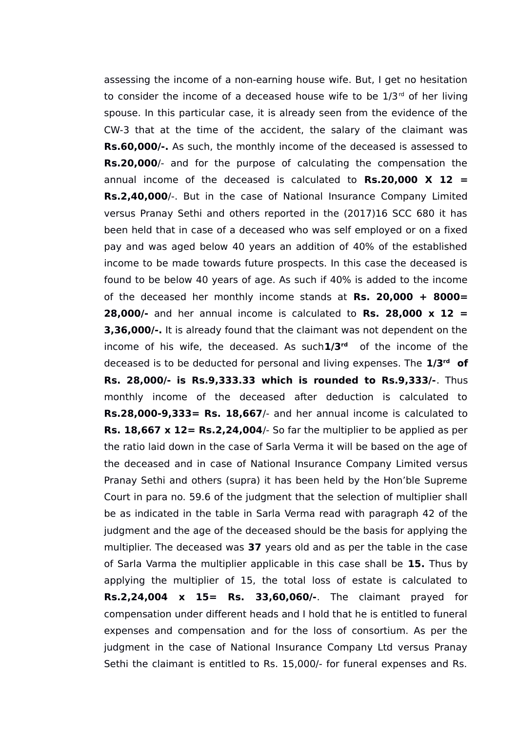assessing the income of a non-earning house wife. But, I get no hesitation to consider the income of a deceased house wife to be 1/3rd of her living spouse. In this particular case, it is already seen from the evidence of the CW-3 that at the time of the accident, the salary of the claimant was **Rs.60,000/-.** As such, the monthly income of the deceased is assessed to **Rs.20,000**/- and for the purpose of calculating the compensation the annual income of the deceased is calculated to **Rs.20,000 X 12 = Rs.2,40,000**/-. But in the case of National Insurance Company Limited versus Pranay Sethi and others reported in the (2017)16 SCC 680 it has been held that in case of a deceased who was self employed or on a fixed pay and was aged below 40 years an addition of 40% of the established income to be made towards future prospects. In this case the deceased is found to be below 40 years of age. As such if 40% is added to the income of the deceased her monthly income stands at **Rs. 20,000 + 8000= 28,000/-** and her annual income is calculated to **Rs. 28,000 x 12 = 3,36,000/-.** It is already found that the claimant was not dependent on the income of his wife, the deceased. As such **1/3rd** of the income of the deceased is to be deducted for personal and living expenses. The **1/3rd of Rs. 28,000/- is Rs.9,333.33 which is rounded to Rs.9,333/-**. Thus monthly income of the deceased after deduction is calculated to **Rs.28,000-9,333= Rs. 18,667**/- and her annual income is calculated to **Rs. 18,667 x 12= Rs.2,24,004**/- So far the multiplier to be applied as per the ratio laid down in the case of Sarla Verma it will be based on the age of the deceased and in case of National Insurance Company Limited versus Pranay Sethi and others (supra) it has been held by the Hon'ble Supreme Court in para no. 59.6 of the judgment that the selection of multiplier shall be as indicated in the table in Sarla Verma read with paragraph 42 of the judgment and the age of the deceased should be the basis for applying the multiplier. The deceased was **37** years old and as per the table in the case of Sarla Varma the multiplier applicable in this case shall be **15.** Thus by applying the multiplier of 15, the total loss of estate is calculated to **Rs.2,24,004 x 15= Rs. 33,60,060/-**. The claimant prayed for compensation under different heads and I hold that he is entitled to funeral expenses and compensation and for the loss of consortium. As per the judgment in the case of National Insurance Company Ltd versus Pranay Sethi the claimant is entitled to Rs. 15,000/- for funeral expenses and Rs.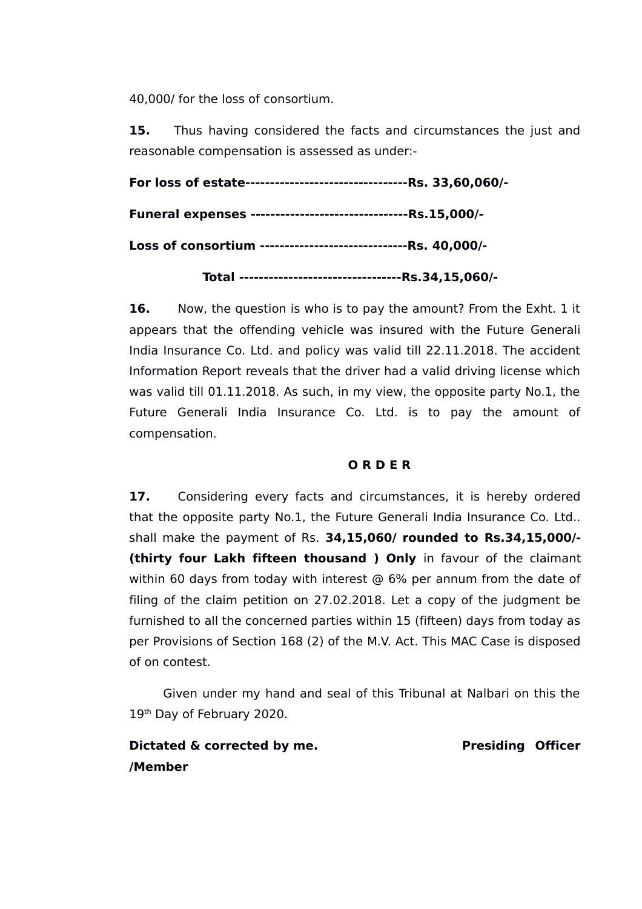40,000/ for the loss of consortium.

**15.** Thus having considered the facts and circumstances the just and reasonable compensation is assessed as under:-

**For loss of estate---------------------------------Rs. 33,60,060/-**

**Funeral expenses --------------------------------Rs.15,000/-**

**Loss of consortium ------------------------------Rs. 40,000/-**

**Total ---------------------------------Rs.34,15,060/-**

**16.** Now, the question is who is to pay the amount? From the Exht. 1 it appears that the offending vehicle was insured with the Future Generali India Insurance Co. Ltd. and policy was valid till 22.11.2018. The accident Information Report reveals that the driver had a valid driving license which was valid till 01.11.2018. As such, in my view, the opposite party No.1, the Future Generali India Insurance Co. Ltd. is to pay the amount of compensation.

**O R D E R**

**17.** Considering every facts and circumstances, it is hereby ordered that the opposite party No.1, the Future Generali India Insurance Co. Ltd.. shall make the payment of Rs. **34,15,060/ rounded to Rs.34,15,000/- (thirty four Lakh fifteen thousand ) Only** in favour of the claimant within 60 days from today with interest @ 6% per annum from the date of filing of the claim petition on 27.02.2018. Let a copy of the judgment be furnished to all the concerned parties within 15 (fifteen) days from today as per Provisions of Section 168 (2) of the M.V. Act. This MAC Case is disposed of on contest.

Given under my hand and seal of this Tribunal at Nalbari on this the 19th Day of February 2020.

**Dictated & corrected by me.** **Presiding Officer /Member**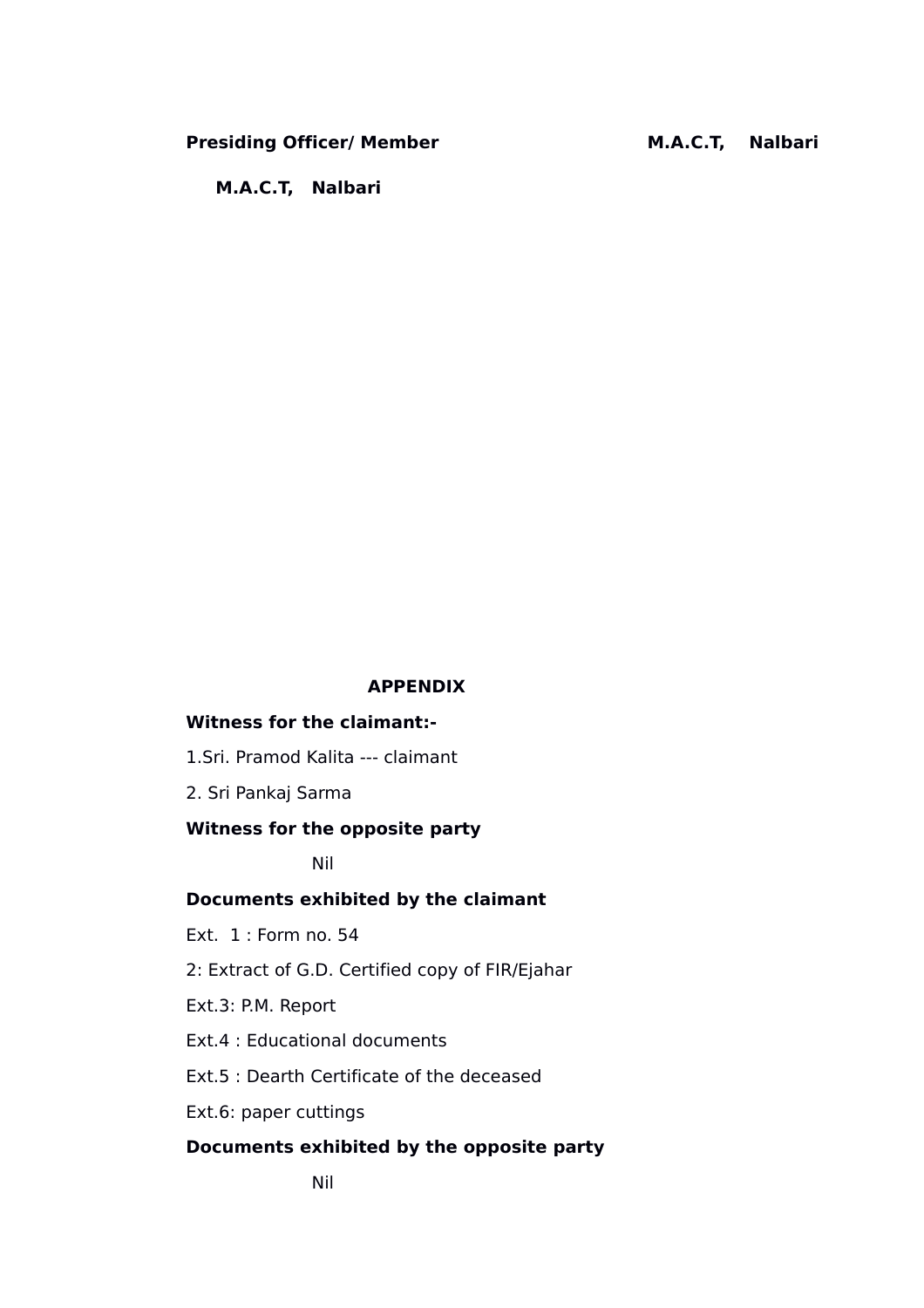**Presiding Officer/ Member** **M.A.C.T, Nalbari**

**M.A.C.T, Nalbari**

**APPENDIX**

**Witness for the claimant:-**

1.Sri. Pramod Kalita --- claimant

2. Sri Pankaj Sarma

**Witness for the opposite party**

Nil

**Documents exhibited by the claimant**

Ext. 1 : Form no. 54

2: Extract of G.D. Certified copy of FIR/Ejahar

Ext.3: P.M. Report

Ext.4 : Educational documents

Ext.5 : Dearth Certificate of the deceased

Ext.6: paper cuttings

**Documents exhibited by the opposite party**

Nil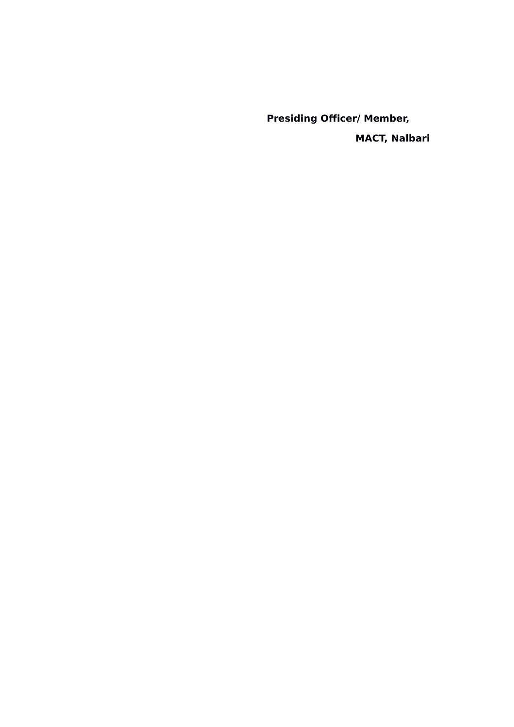**Presiding Officer/ Member,**

**MACT, Nalbari**